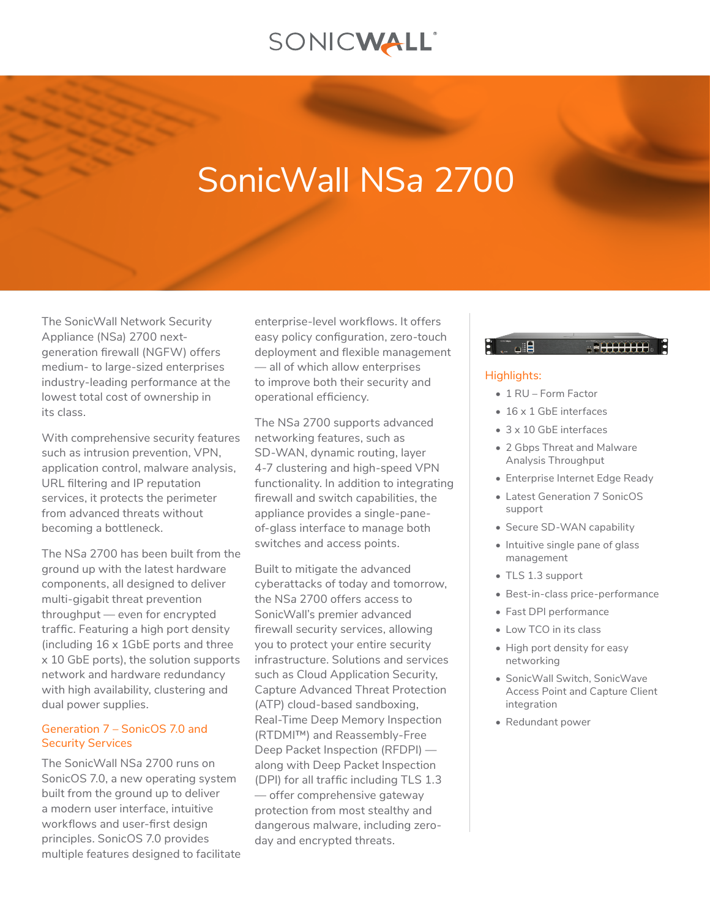SONICWALL

# SonicWall NSa 2700

The SonicWall Network Security Appliance (NSa) 2700 next-generation firewall (NGFW) offers medium- to large-sized enterprises industry-leading performance at the lowest total cost of ownership in its class.

With comprehensive security features such as intrusion prevention, VPN, application control, malware analysis, URL filtering and IP reputation services, it protects the perimeter from advanced threats without becoming a bottleneck.

The NSa 2700 has been built from the ground up with the latest hardware components, all designed to deliver multi-gigabit threat prevention throughput — even for encrypted traffic. Featuring a high port density (including 16 x 1GbE ports and three x 10 GbE ports), the solution supports network and hardware redundancy with high availability, clustering and dual power supplies.

## Generation 7 – SonicOS 7.0 and Security Services

The SonicWall NSa 2700 runs on SonicOS 7.0, a new operating system built from the ground up to deliver a modern user interface, intuitive workflows and user-first design principles. SonicOS 7.0 provides multiple features designed to facilitate enterprise-level workflows. It offers easy policy configuration, zero-touch deployment and flexible management — all of which allow enterprises to improve both their security and operational efficiency.

The NSa 2700 supports advanced networking features, such as SD-WAN, dynamic routing, layer 4-7 clustering and high-speed VPN functionality. In addition to integrating firewall and switch capabilities, the appliance provides a single-pane-of-glass interface to manage both switches and access points.

Built to mitigate the advanced cyberattacks of today and tomorrow, the NSa 2700 offers access to SonicWall's premier advanced firewall security services, allowing you to protect your entire security infrastructure. Solutions and services such as Cloud Application Security, Capture Advanced Threat Protection (ATP) cloud-based sandboxing, Real-Time Deep Memory Inspection (RTDMI™) and Reassembly-Free Deep Packet Inspection (RFDPI) — along with Deep Packet Inspection (DPI) for all traffic including TLS 1.3 — offer comprehensive gateway protection from most stealthy and dangerous malware, including zero-day and encrypted threats.

## Highlights:

- 1 RU – Form Factor
- 16 x 1 GbE interfaces
- 3 x 10 GbE interfaces
- 2 Gbps Threat and Malware Analysis Throughput
- Enterprise Internet Edge Ready
- Latest Generation 7 SonicOS support
- Secure SD-WAN capability
- Intuitive single pane of glass management
- TLS 1.3 support
- Best-in-class price-performance
- Fast DPI performance
- Low TCO in its class
- High port density for easy networking
- SonicWall Switch, SonicWave Access Point and Capture Client integration
- Redundant power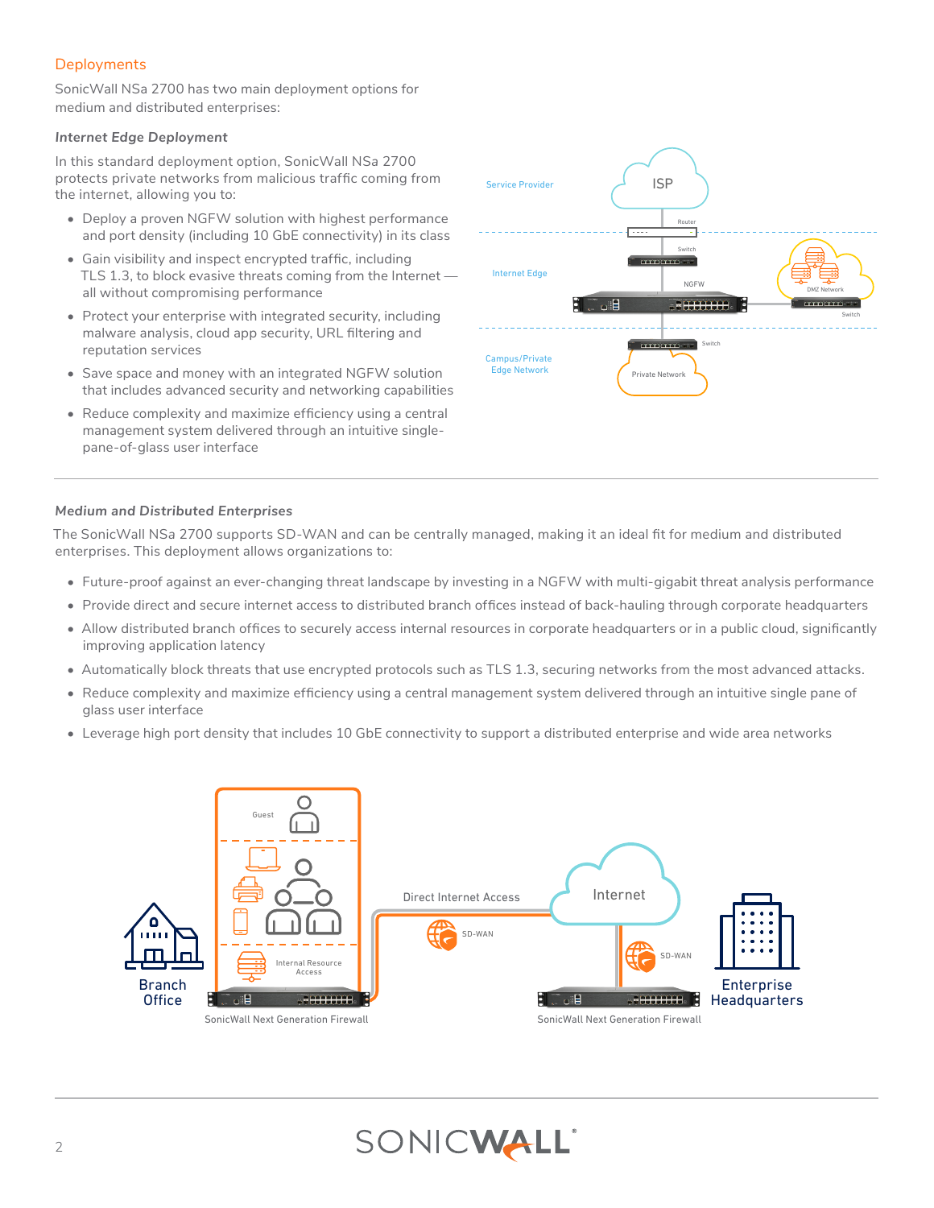## Deployments

SonicWall NSa 2700 has two main deployment options for medium and distributed enterprises:

### *Internet Edge Deployment*

In this standard deployment option, SonicWall NSa 2700 protects private networks from malicious traffic coming from the internet, allowing you to:

- Deploy a proven NGFW solution with highest performance and port density (including 10 GbE connectivity) in its class
- Gain visibility and inspect encrypted traffic, including TLS 1.3, to block evasive threats coming from the Internet — all without compromising performance
- Protect your enterprise with integrated security, including malware analysis, cloud app security, URL filtering and reputation services
- Save space and money with an integrated NGFW solution that includes advanced security and networking capabilities
- Reduce complexity and maximize efficiency using a central management system delivered through an intuitive single-pane-of-glass user interface

### *Medium and Distributed Enterprises*

The SonicWall NSa 2700 supports SD-WAN and can be centrally managed, making it an ideal fit for medium and distributed enterprises. This deployment allows organizations to:

- Future-proof against an ever-changing threat landscape by investing in a NGFW with multi-gigabit threat analysis performance
- Provide direct and secure internet access to distributed branch offices instead of back-hauling through corporate headquarters
- Allow distributed branch offices to securely access internal resources in corporate headquarters or in a public cloud, significantly improving application latency
- Automatically block threats that use encrypted protocols such as TLS 1.3, securing networks from the most advanced attacks.
- Reduce complexity and maximize efficiency using a central management system delivered through an intuitive single pane of glass user interface
- Leverage high port density that includes 10 GbE connectivity to support a distributed enterprise and wide area networks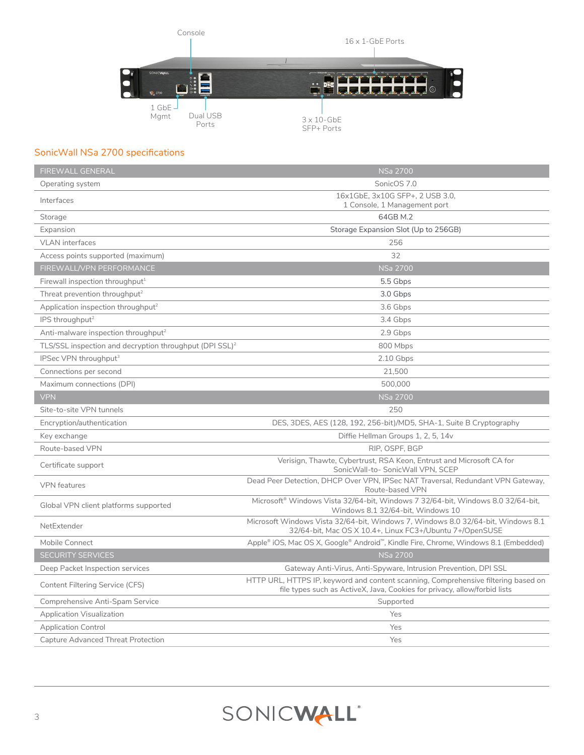Console

16 x 1-GbE Ports

1 GbE Mgmt

Dual USB Ports

3 x 10-GbE SFP+ Ports

## SonicWall NSa 2700 specifications

| FIREWALL GENERAL | NSa 2700 |
|---|---|
| Operating system | SonicOS 7.0 |
| Interfaces | 16x1GbE, 3x10G SFP+, 2 USB 3.0, 1 Console, 1 Management port |
| Storage | 64GB M.2 |
| Expansion | Storage Expansion Slot (Up to 256GB) |
| VLAN interfaces | 256 |
| Access points supported (maximum) | 32 |
| **FIREWALL/VPN PERFORMANCE** | **NSa 2700** |
| Firewall inspection throughput[1] | 5.5 Gbps |
| Threat prevention throughput[2] | 3.0 Gbps |
| Application inspection throughput[2] | 3.6 Gbps |
| IPS throughput[2] | 3.4 Gbps |
| Anti-malware inspection throughput[2] | 2.9 Gbps |
| TLS/SSL inspection and decryption throughput (DPI SSL)[2] | 800 Mbps |
| IPSec VPN throughput[3] | 2.10 Gbps |
| Connections per second | 21,500 |
| Maximum connections (DPI) | 500,000 |
| **VPN** | **NSa 2700** |
| Site-to-site VPN tunnels | 250 |
| Encryption/authentication | DES, 3DES, AES (128, 192, 256-bit)/MD5, SHA-1, Suite B Cryptography |
| Key exchange | Diffie Hellman Groups 1, 2, 5, 14v |
| Route-based VPN | RIP, OSPF, BGP |
| Certificate support | Verisign, Thawte, Cybertrust, RSA Keon, Entrust and Microsoft CA for SonicWall-to- SonicWall VPN, SCEP |
| VPN features | Dead Peer Detection, DHCP Over VPN, IPSec NAT Traversal, Redundant VPN Gateway, Route-based VPN |
| Global VPN client platforms supported | Microsoft® Windows Vista 32/64-bit, Windows 7 32/64-bit, Windows 8.0 32/64-bit, Windows 8.1 32/64-bit, Windows 10 |
| NetExtender | Microsoft Windows Vista 32/64-bit, Windows 7, Windows 8.0 32/64-bit, Windows 8.1 32/64-bit, Mac OS X 10.4+, Linux FC3+/Ubuntu 7+/OpenSUSE |
| Mobile Connect | Apple® iOS, Mac OS X, Google® Android™, Kindle Fire, Chrome, Windows 8.1 (Embedded) |
| **SECURITY SERVICES** | **NSa 2700** |
| Deep Packet Inspection services | Gateway Anti-Virus, Anti-Spyware, Intrusion Prevention, DPI SSL |
| Content Filtering Service (CFS) | HTTP URL, HTTPS IP, keyword and content scanning, Comprehensive filtering based on file types such as ActiveX, Java, Cookies for privacy, allow/forbid lists |
| Comprehensive Anti-Spam Service | Supported |
| Application Visualization | Yes |
| Application Control | Yes |
| Capture Advanced Threat Protection | Yes |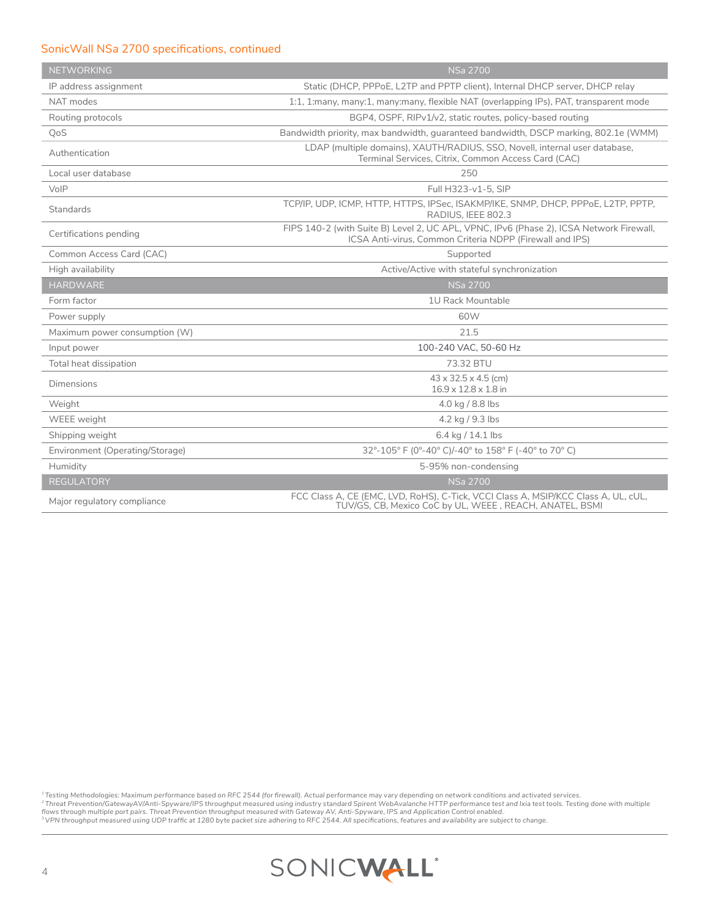## SonicWall NSa 2700 specifications, continued

| NETWORKING | NSa 2700 |
|---|---|
| IP address assignment | Static (DHCP, PPPoE, L2TP and PPTP client), Internal DHCP server, DHCP relay |
| NAT modes | 1:1, 1:many, many:1, many:many, flexible NAT (overlapping IPs), PAT, transparent mode |
| Routing protocols | BGP4, OSPF, RIPv1/v2, static routes, policy-based routing |
| QoS | Bandwidth priority, max bandwidth, guaranteed bandwidth, DSCP marking, 802.1e (WMM) |
| Authentication | LDAP (multiple domains), XAUTH/RADIUS, SSO, Novell, internal user database, Terminal Services, Citrix, Common Access Card (CAC) |
| Local user database | 250 |
| VoIP | Full H323-v1-5, SIP |
| Standards | TCP/IP, UDP, ICMP, HTTP, HTTPS, IPSec, ISAKMP/IKE, SNMP, DHCP, PPPoE, L2TP, PPTP, RADIUS, IEEE 802.3 |
| Certifications pending | FIPS 140-2 (with Suite B) Level 2, UC APL, VPNC, IPv6 (Phase 2), ICSA Network Firewall, ICSA Anti-virus, Common Criteria NDPP (Firewall and IPS) |
| Common Access Card (CAC) | Supported |
| High availability | Active/Active with stateful synchronization |
| **HARDWARE** | **NSa 2700** |
| Form factor | 1U Rack Mountable |
| Power supply | 60W |
| Maximum power consumption (W) | 21.5 |
| Input power | 100-240 VAC, 50-60 Hz |
| Total heat dissipation | 73.32 BTU |
| Dimensions | 43 x 32.5 x 4.5 (cm)<br>16.9 x 12.8 x 1.8 in |
| Weight | 4.0 kg / 8.8 lbs |
| WEEE weight | 4.2 kg / 9.3 lbs |
| Shipping weight | 6.4 kg / 14.1 lbs |
| Environment (Operating/Storage) | 32°-105° F (0°-40° C)/-40° to 158° F (-40° to 70° C) |
| Humidity | 5-95% non-condensing |
| **REGULATORY** | **NSa 2700** |
| Major regulatory compliance | FCC Class A, CE (EMC, LVD, RoHS), C-Tick, VCCI Class A, MSIP/KCC Class A, UL, cUL, TUV/GS, CB, Mexico CoC by UL, WEEE , REACH, ANATEL, BSMI |

[1] *Testing Methodologies: Maximum performance based on RFC 2544 (for firewall). Actual performance may vary depending on network conditions and activated services.*
[2] *Threat Prevention/GatewayAV/Anti-Spyware/IPS throughput measured using industry standard Spirent WebAvalanche HTTP performance test and Ixia test tools. Testing done with multiple flows through multiple port pairs. Threat Prevention throughput measured with Gateway AV, Anti-Spyware, IPS and Application Control enabled.*
[3] *VPN throughput measured using UDP traffic at 1280 byte packet size adhering to RFC 2544. All specifications, features and availability are subject to change.*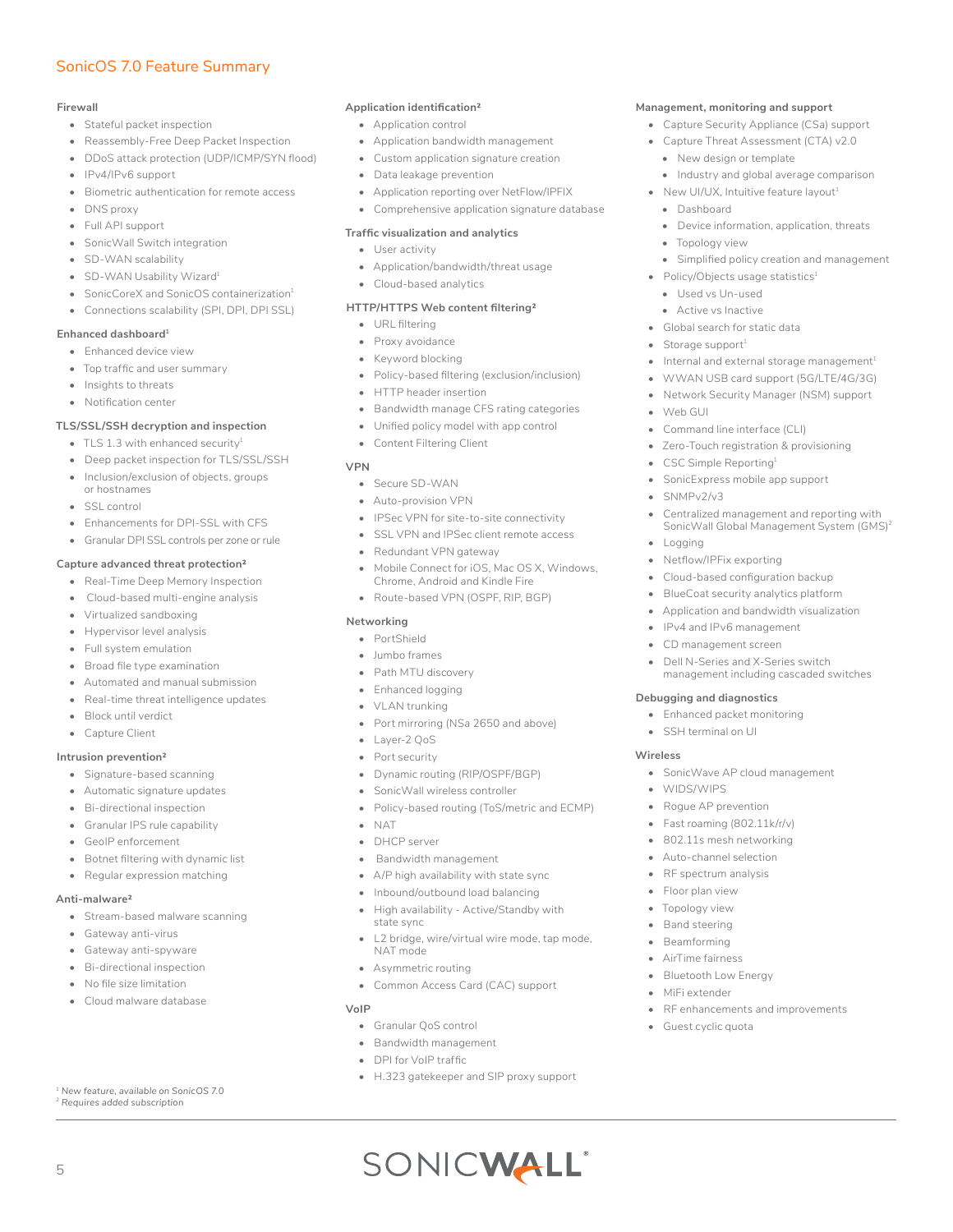## SonicOS 7.0 Feature Summary

### Firewall

- Stateful packet inspection
- Reassembly-Free Deep Packet Inspection
- DDoS attack protection (UDP/ICMP/SYN flood)
- IPv4/IPv6 support
- Biometric authentication for remote access
- DNS proxy
- Full API support
- SonicWall Switch integration
- SD-WAN scalability
- SD-WAN Usability Wizard[1]
- SonicCoreX and SonicOS containerization[1]
- Connections scalability (SPI, DPI, DPI SSL)

### Enhanced dashboard[1]

- Enhanced device view
- Top traffic and user summary
- Insights to threats
- Notification center

### TLS/SSL/SSH decryption and inspection

- TLS 1.3 with enhanced security[1]
- Deep packet inspection for TLS/SSL/SSH
- Inclusion/exclusion of objects, groups or hostnames
- SSL control
- Enhancements for DPI-SSL with CFS
- Granular DPI SSL controls per zone or rule

### Capture advanced threat protection[2]

- Real-Time Deep Memory Inspection
- Cloud-based multi-engine analysis
- Virtualized sandboxing
- Hypervisor level analysis
- Full system emulation
- Broad file type examination
- Automated and manual submission
- Real-time threat intelligence updates
- Block until verdict
- Capture Client

### Intrusion prevention[2]

- Signature-based scanning
- Automatic signature updates
- Bi-directional inspection
- Granular IPS rule capability
- GeoIP enforcement
- Botnet filtering with dynamic list
- Regular expression matching

### Anti-malware[2]

- Stream-based malware scanning
- Gateway anti-virus
- Gateway anti-spyware
- Bi-directional inspection
- No file size limitation
- Cloud malware database

### Application identification[2]

- Application control
- Application bandwidth management
- Custom application signature creation
- Data leakage prevention
- Application reporting over NetFlow/IPFIX
- Comprehensive application signature database

### Traffic visualization and analytics

- User activity
- Application/bandwidth/threat usage
- Cloud-based analytics

### HTTP/HTTPS Web content filtering[2]

- URL filtering
- Proxy avoidance
- Keyword blocking
- Policy-based filtering (exclusion/inclusion)
- HTTP header insertion
- Bandwidth manage CFS rating categories
- Unified policy model with app control
- Content Filtering Client

### VPN

- Secure SD-WAN
- Auto-provision VPN
- IPSec VPN for site-to-site connectivity
- SSL VPN and IPSec client remote access
- Redundant VPN gateway
- Mobile Connect for iOS, Mac OS X, Windows, Chrome, Android and Kindle Fire
- Route-based VPN (OSPF, RIP, BGP)

### Networking

- PortShield
- Jumbo frames
- Path MTU discovery
- Enhanced logging
- VLAN trunking
- Port mirroring (NSa 2650 and above)
- Layer-2 QoS
- Port security
- Dynamic routing (RIP/OSPF/BGP)
- SonicWall wireless controller
- Policy-based routing (ToS/metric and ECMP)
- NAT
- DHCP server
- Bandwidth management
- A/P high availability with state sync
- Inbound/outbound load balancing
- High availability - Active/Standby with state sync
- L2 bridge, wire/virtual wire mode, tap mode, NAT mode
- Asymmetric routing
- Common Access Card (CAC) support

### VoIP

- Granular QoS control
- Bandwidth management
- DPI for VoIP traffic
- H.323 gatekeeper and SIP proxy support

### Management, monitoring and support

- Capture Security Appliance (CSa) support
- Capture Threat Assessment (CTA) v2.0
  - New design or template
  - Industry and global average comparison
- New UI/UX, Intuitive feature layout[1]
  - Dashboard
  - Device information, application, threats
  - Topology view
  - Simplified policy creation and management
- Policy/Objects usage statistics[1]
  - Used vs Un-used
  - Active vs Inactive
- Global search for static data
- Storage support[1]
- Internal and external storage management[1]
- WWAN USB card support (5G/LTE/4G/3G)
- Network Security Manager (NSM) support
- Web GUI
- Command line interface (CLI)
- Zero-Touch registration & provisioning
- CSC Simple Reporting[1]
- SonicExpress mobile app support
- SNMPv2/v3
- Centralized management and reporting with SonicWall Global Management System (GMS)[2]
- Logging
- Netflow/IPFix exporting
- Cloud-based configuration backup
- BlueCoat security analytics platform
- Application and bandwidth visualization
- IPv4 and IPv6 management
- CD management screen
- Dell N-Series and X-Series switch management including cascaded switches

### Debugging and diagnostics

- Enhanced packet monitoring
- SSH terminal on UI

### Wireless

- SonicWave AP cloud management
- WIDS/WIPS
- Rogue AP prevention
- Fast roaming (802.11k/r/v)
- 802.11s mesh networking
- Auto-channel selection
- RF spectrum analysis
- Floor plan view
- Topology view
- Band steering
- Beamforming
- AirTime fairness
- Bluetooth Low Energy
- MiFi extender
- RF enhancements and improvements
- Guest cyclic quota

*[1] New feature, available on SonicOS 7.0*
*[2] Requires added subscription*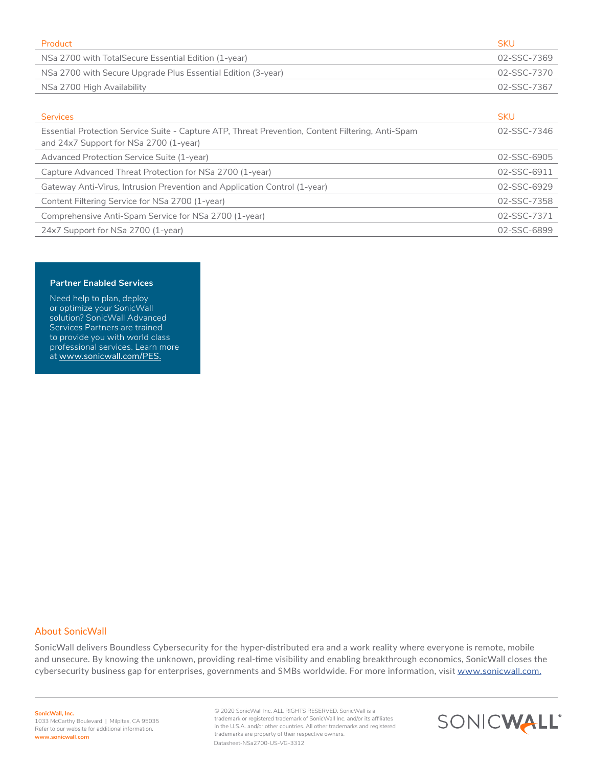| Product | SKU |
|---|---|
| NSa 2700 with TotalSecure Essential Edition (1-year) | 02-SSC-7369 |
| NSa 2700 with Secure Upgrade Plus Essential Edition (3-year) | 02-SSC-7370 |
| NSa 2700 High Availability | 02-SSC-7367 |

| Services | SKU |
|---|---|
| Essential Protection Service Suite - Capture ATP, Threat Prevention, Content Filtering, Anti-Spam and 24x7 Support for NSa 2700 (1-year) | 02-SSC-7346 |
| Advanced Protection Service Suite (1-year) | 02-SSC-6905 |
| Capture Advanced Threat Protection for NSa 2700 (1-year) | 02-SSC-6911 |
| Gateway Anti-Virus, Intrusion Prevention and Application Control (1-year) | 02-SSC-6929 |
| Content Filtering Service for NSa 2700 (1-year) | 02-SSC-7358 |
| Comprehensive Anti-Spam Service for NSa 2700 (1-year) | 02-SSC-7371 |
| 24x7 Support for NSa 2700 (1-year) | 02-SSC-6899 |

**Partner Enabled Services**

Need help to plan, deploy or optimize your SonicWall solution? SonicWall Advanced Services Partners are trained to provide you with world class professional services. Learn more at www.sonicwall.com/PES.

## About SonicWall

SonicWall delivers Boundless Cybersecurity for the hyper-distributed era and a work reality where everyone is remote, mobile and unsecure. By knowing the unknown, providing real-time visibility and enabling breakthrough economics, SonicWall closes the cybersecurity business gap for enterprises, governments and SMBs worldwide. For more information, visit www.sonicwall.com.

**SonicWall, Inc.**
1033 McCarthy Boulevard | Milpitas, CA 95035
Refer to our website for additional information.
www.sonicwall.com

© 2020 SonicWall Inc. ALL RIGHTS RESERVED. SonicWall is a trademark or registered trademark of SonicWall Inc. and/or its affiliates in the U.S.A. and/or other countries. All other trademarks and registered trademarks are property of their respective owners.

Datasheet-NSa2700-US-VG-3312